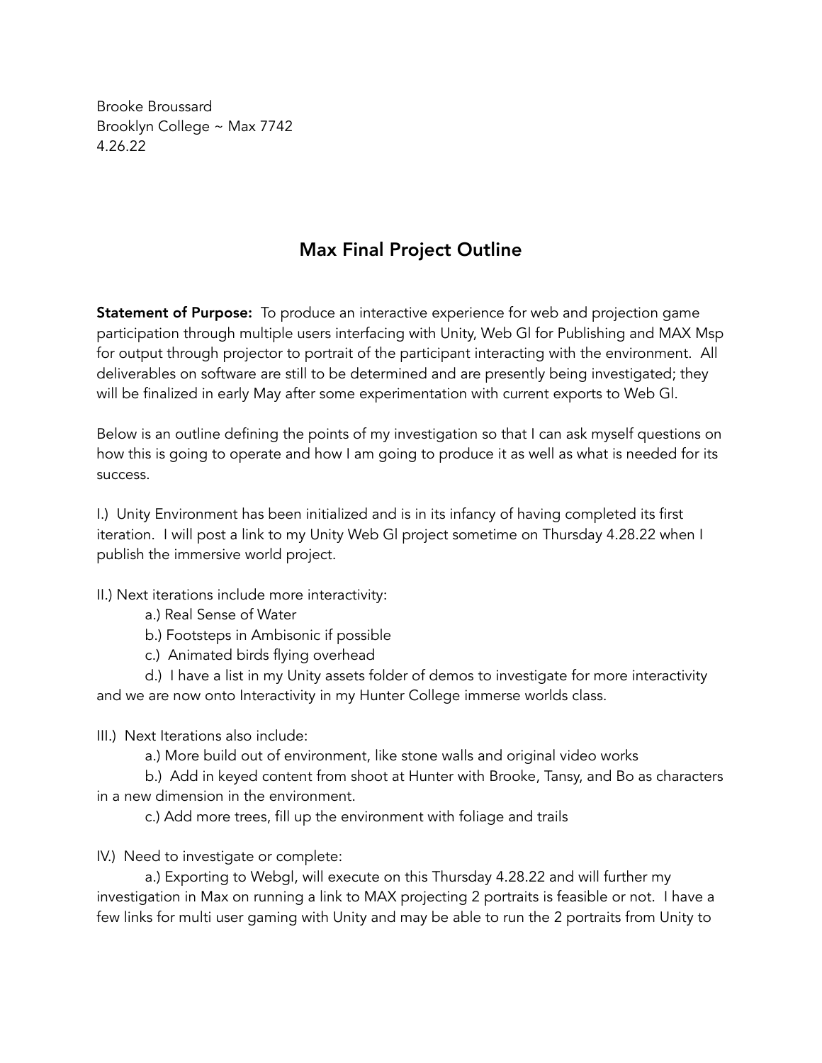Brooke Broussard
Brooklyn College ~ Max 7742
4.26.22

## Max Final Project Outline

**Statement of Purpose:** To produce an interactive experience for web and projection game participation through multiple users interfacing with Unity, Web Gl for Publishing and MAX Msp for output through projector to portrait of the participant interacting with the environment. All deliverables on software are still to be determined and are presently being investigated; they will be finalized in early May after some experimentation with current exports to Web Gl.

Below is an outline defining the points of my investigation so that I can ask myself questions on how this is going to operate and how I am going to produce it as well as what is needed for its success.

I.) Unity Environment has been initialized and is in its infancy of having completed its first iteration. I will post a link to my Unity Web Gl project sometime on Thursday 4.28.22 when I publish the immersive world project.

II.) Next iterations include more interactivity:

a.) Real Sense of Water

b.) Footsteps in Ambisonic if possible

c.) Animated birds flying overhead

d.) I have a list in my Unity assets folder of demos to investigate for more interactivity and we are now onto Interactivity in my Hunter College immerse worlds class.

III.) Next Iterations also include:

a.) More build out of environment, like stone walls and original video works

b.) Add in keyed content from shoot at Hunter with Brooke, Tansy, and Bo as characters in a new dimension in the environment.

c.) Add more trees, fill up the environment with foliage and trails

IV.) Need to investigate or complete:

a.) Exporting to Webgl, will execute on this Thursday 4.28.22 and will further my investigation in Max on running a link to MAX projecting 2 portraits is feasible or not. I have a few links for multi user gaming with Unity and may be able to run the 2 portraits from Unity to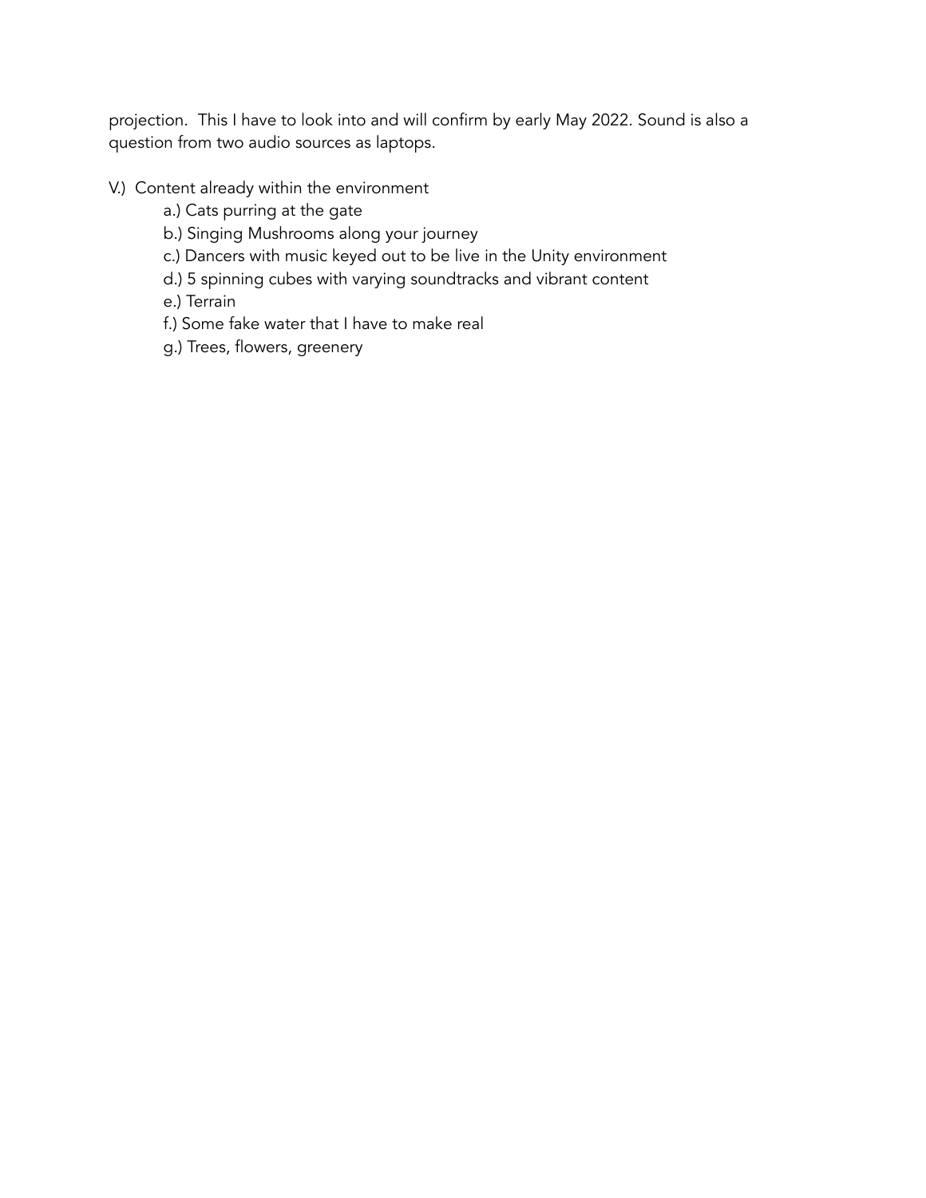projection. This I have to look into and will confirm by early May 2022. Sound is also a question from two audio sources as laptops.

V.) Content already within the environment

a.) Cats purring at the gate

b.) Singing Mushrooms along your journey

c.) Dancers with music keyed out to be live in the Unity environment

d.) 5 spinning cubes with varying soundtracks and vibrant content

e.) Terrain

f.) Some fake water that I have to make real

g.) Trees, flowers, greenery